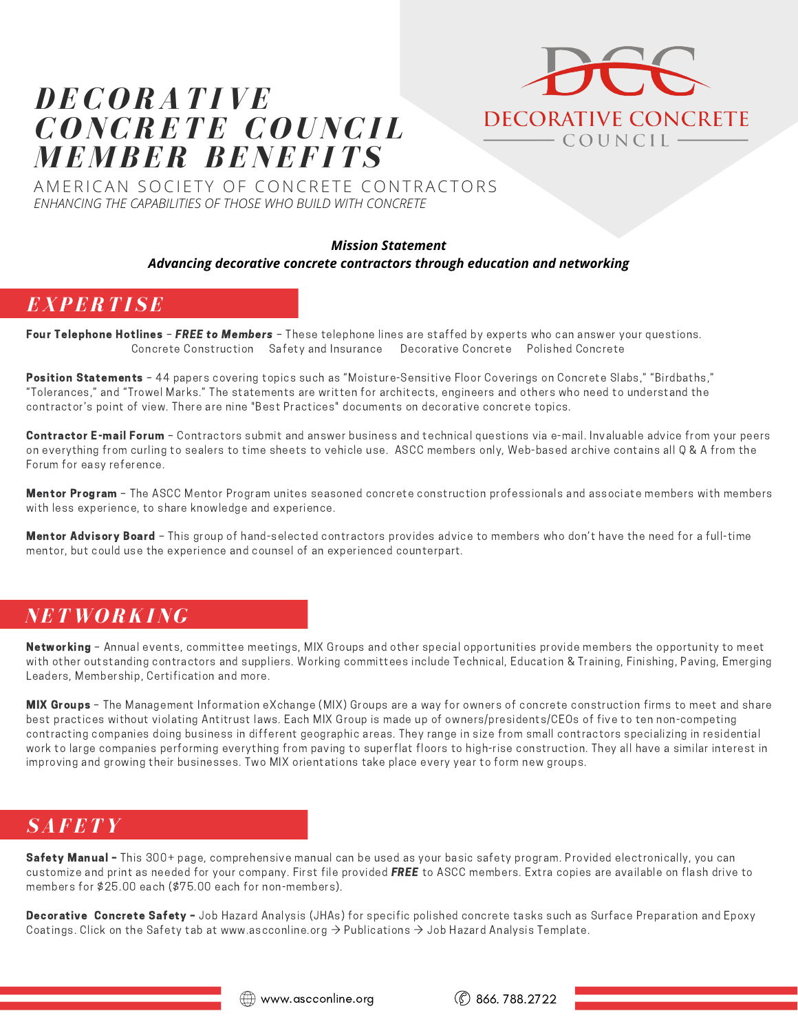# DECORATIVE CONCRETE COUNCIL MEMBER BENEFITS

DECORATIVE CONCRETE COUNCIL

AMERICAN SOCIETY OF CONCRETE CONTRACTORS

*ENHANCING THE CAPABILITIES OF THOSE WHO BUILD WITH CONCRETE*

***Mission Statement***

***Advancing decorative concrete contractors through education and networking***

## EXPERTISE

**Four Telephone Hotlines** – ***FREE to Members*** – These telephone lines are staffed by experts who can answer your questions.
Concrete Construction  Safety and Insurance  Decorative Concrete  Polished Concrete

**Position Statements** – 44 papers covering topics such as "Moisture-Sensitive Floor Coverings on Concrete Slabs," "Birdbaths," "Tolerances," and "Trowel Marks." The statements are written for architects, engineers and others who need to understand the contractor's point of view. There are nine "Best Practices" documents on decorative concrete topics.

**Contractor E-mail Forum** – Contractors submit and answer business and technical questions via e-mail. Invaluable advice from your peers on everything from curling to sealers to time sheets to vehicle use. ASCC members only, Web-based archive contains all Q & A from the Forum for easy reference.

**Mentor Program** – The ASCC Mentor Program unites seasoned concrete construction professionals and associate members with members with less experience, to share knowledge and experience.

**Mentor Advisory Board** – This group of hand-selected contractors provides advice to members who don't have the need for a full-time mentor, but could use the experience and counsel of an experienced counterpart.

## NETWORKING

**Networking** – Annual events, committee meetings, MIX Groups and other special opportunities provide members the opportunity to meet with other outstanding contractors and suppliers. Working committees include Technical, Education & Training, Finishing, Paving, Emerging Leaders, Membership, Certification and more.

**MIX Groups** – The Management Information eXchange (MIX) Groups are a way for owners of concrete construction firms to meet and share best practices without violating Antitrust laws. Each MIX Group is made up of owners/presidents/CEOs of five to ten non-competing contracting companies doing business in different geographic areas. They range in size from small contractors specializing in residential work to large companies performing everything from paving to superflat floors to high-rise construction. They all have a similar interest in improving and growing their businesses. Two MIX orientations take place every year to form new groups.

## SAFETY

**Safety Manual –** This 300+ page, comprehensive manual can be used as your basic safety program. Provided electronically, you can customize and print as needed for your company. First file provided ***FREE*** to ASCC members. Extra copies are available on flash drive to members for $25.00 each ($75.00 each for non-members).

**Decorative Concrete Safety –** Job Hazard Analysis (JHAs) for specific polished concrete tasks such as Surface Preparation and Epoxy Coatings. Click on the Safety tab at www.ascconline.org → Publications → Job Hazard Analysis Template.

www.ascconline.org  866. 788.2722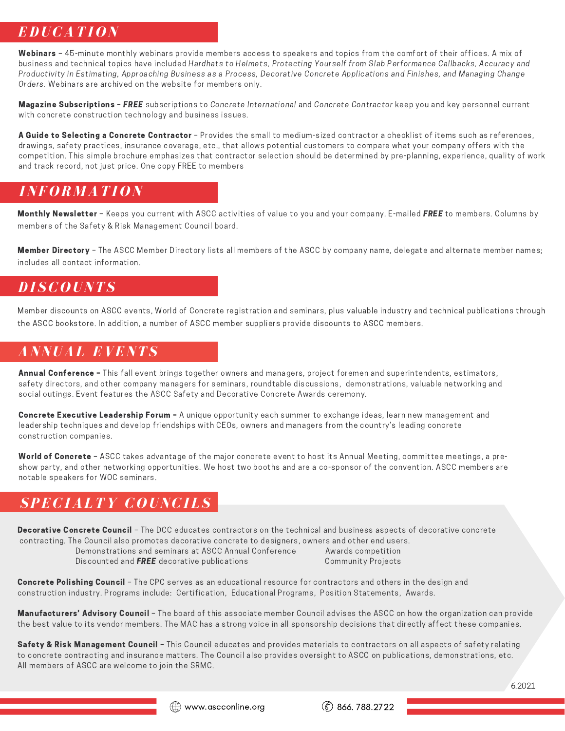## *EDUCATION*

**Webinars** – 45-minute monthly webinars provide members access to speakers and topics from the comfort of their offices. A mix of business and technical topics have included *Hardhats to Helmets, Protecting Yourself from Slab Performance Callbacks, Accuracy and Productivity in Estimating, Approaching Business as a Process, Decorative Concrete Applications and Finishes, and Managing Change Orders.* Webinars are archived on the website for members only.

**Magazine Subscriptions** – ***FREE*** subscriptions to *Concrete International* and *Concrete Contractor* keep you and key personnel current with concrete construction technology and business issues.

**A Guide to Selecting a Concrete Contractor** – Provides the small to medium-sized contractor a checklist of items such as references, drawings, safety practices, insurance coverage, etc., that allows potential customers to compare what your company offers with the competition. This simple brochure emphasizes that contractor selection should be determined by pre-planning, experience, quality of work and track record, not just price. One copy FREE to members

## *INFORMATION*

**Monthly Newsletter** – Keeps you current with ASCC activities of value to you and your company. E-mailed ***FREE*** to members. Columns by members of the Safety & Risk Management Council board.

**Member Directory** – The ASCC Member Directory lists all members of the ASCC by company name, delegate and alternate member names; includes all contact information.

## *DISCOUNTS*

Member discounts on ASCC events, World of Concrete registration and seminars, plus valuable industry and technical publications through the ASCC bookstore. In addition, a number of ASCC member suppliers provide discounts to ASCC members.

## *ANNUAL EVENTS*

**Annual Conference –** This fall event brings together owners and managers, project foremen and superintendents, estimators, safety directors, and other company managers for seminars, roundtable discussions, demonstrations, valuable networking and social outings. Event features the ASCC Safety and Decorative Concrete Awards ceremony.

**Concrete Executive Leadership Forum –** A unique opportunity each summer to exchange ideas, learn new management and leadership techniques and develop friendships with CEOs, owners and managers from the country's leading concrete construction companies.

**World of Concrete** – ASCC takes advantage of the major concrete event to host its Annual Meeting, committee meetings, a pre-show party, and other networking opportunities. We host two booths and are a co-sponsor of the convention. ASCC members are notable speakers for WOC seminars.

## *SPECIALTY COUNCILS*

**Decorative Concrete Council** – The DCC educates contractors on the technical and business aspects of decorative concrete contracting. The Council also promotes decorative concrete to designers, owners and other end users.

- Demonstrations and seminars at ASCC Annual Conference
- Discounted and ***FREE*** decorative publications
- Awards competition
- Community Projects

**Concrete Polishing Council** – The CPC serves as an educational resource for contractors and others in the design and construction industry. Programs include: Certification, Educational Programs, Position Statements, Awards.

**Manufacturers' Advisory Council** – The board of this associate member Council advises the ASCC on how the organization can provide the best value to its vendor members. The MAC has a strong voice in all sponsorship decisions that directly affect these companies.

**Safety & Risk Management Council** – This Council educates and provides materials to contractors on all aspects of safety relating to concrete contracting and insurance matters. The Council also provides oversight to ASCC on publications, demonstrations, etc. All members of ASCC are welcome to join the SRMC.

6.2021

www.ascconline.org 866. 788.2722